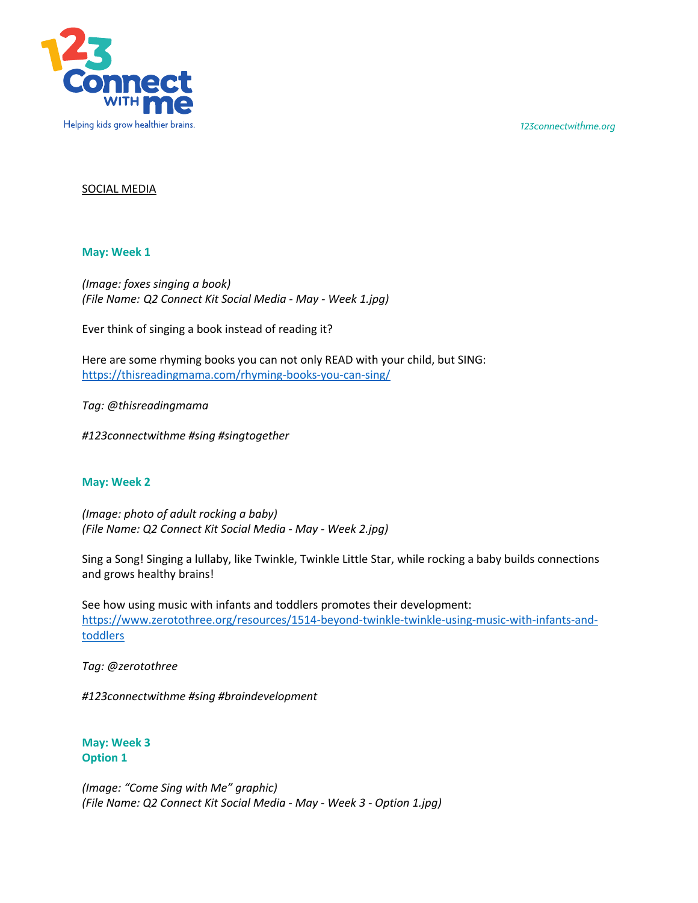SOCIAL MEDIA

**May: Week 1**

*(Image: foxes singing a book)*
*(File Name: Q2 Connect Kit Social Media - May - Week 1.jpg)*

Ever think of singing a book instead of reading it?

Here are some rhyming books you can not only READ with your child, but SING:
https://thisreadingmama.com/rhyming-books-you-can-sing/

*Tag: @thisreadingmama*

*#123connectwithme #sing #singtogether*

**May: Week 2**

*(Image: photo of adult rocking a baby)*
*(File Name: Q2 Connect Kit Social Media - May - Week 2.jpg)*

Sing a Song! Singing a lullaby, like Twinkle, Twinkle Little Star, while rocking a baby builds connections and grows healthy brains!

See how using music with infants and toddlers promotes their development:
https://www.zerotothree.org/resources/1514-beyond-twinkle-twinkle-using-music-with-infants-and-toddlers

*Tag: @zerotothree*

*#123connectwithme #sing #braindevelopment*

**May: Week 3**
**Option 1**

*(Image: "Come Sing with Me" graphic)*
*(File Name: Q2 Connect Kit Social Media - May - Week 3 - Option 1.jpg)*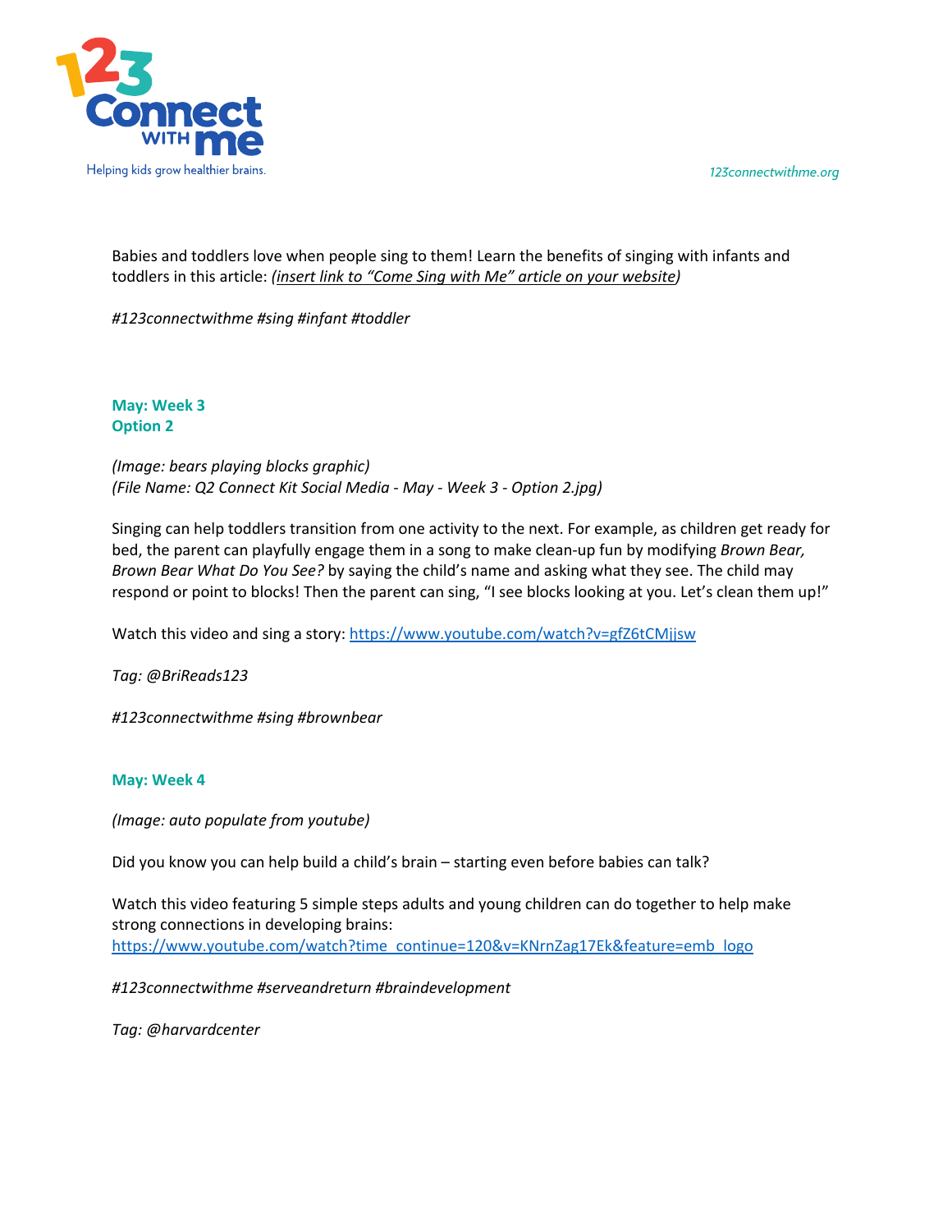Babies and toddlers love when people sing to them! Learn the benefits of singing with infants and toddlers in this article: *(insert link to "Come Sing with Me" article on your website)*

*#123connectwithme #sing #infant #toddler*

**May: Week 3**
**Option 2**

*(Image: bears playing blocks graphic)*
*(File Name: Q2 Connect Kit Social Media - May - Week 3 - Option 2.jpg)*

Singing can help toddlers transition from one activity to the next. For example, as children get ready for bed, the parent can playfully engage them in a song to make clean-up fun by modifying *Brown Bear, Brown Bear What Do You See?* by saying the child's name and asking what they see. The child may respond or point to blocks! Then the parent can sing, "I see blocks looking at you. Let's clean them up!"

Watch this video and sing a story: https://www.youtube.com/watch?v=gfZ6tCMjjsw

*Tag: @BriReads123*

*#123connectwithme #sing #brownbear*

**May: Week 4**

*(Image: auto populate from youtube)*

Did you know you can help build a child's brain – starting even before babies can talk?

Watch this video featuring 5 simple steps adults and young children can do together to help make strong connections in developing brains:
https://www.youtube.com/watch?time_continue=120&v=KNrnZag17Ek&feature=emb_logo

*#123connectwithme #serveandreturn #braindevelopment*

*Tag: @harvardcenter*